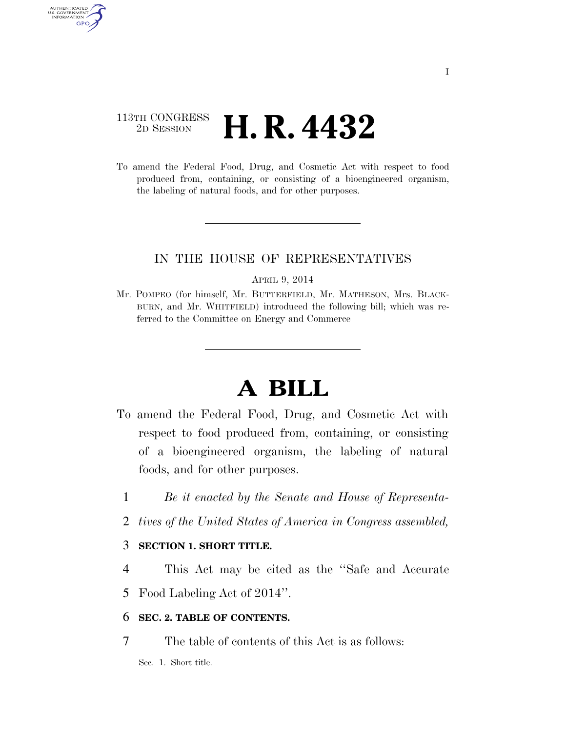113TH CONGRESS
2D SESSION

# H. R. 4432

To amend the Federal Food, Drug, and Cosmetic Act with respect to food produced from, containing, or consisting of a bioengineered organism, the labeling of natural foods, and for other purposes.

IN THE HOUSE OF REPRESENTATIVES

APRIL 9, 2014

Mr. POMPEO (for himself, Mr. BUTTERFIELD, Mr. MATHESON, Mrs. BLACKBURN, and Mr. WHITFIELD) introduced the following bill; which was referred to the Committee on Energy and Commerce

# A BILL

To amend the Federal Food, Drug, and Cosmetic Act with respect to food produced from, containing, or consisting of a bioengineered organism, the labeling of natural foods, and for other purposes.

1 *Be it enacted by the Senate and House of Representa-*
2 *tives of the United States of America in Congress assembled,*

3 **SECTION 1. SHORT TITLE.**

4 This Act may be cited as the "Safe and Accurate
5 Food Labeling Act of 2014".

6 **SEC. 2. TABLE OF CONTENTS.**

7 The table of contents of this Act is as follows:

Sec. 1. Short title.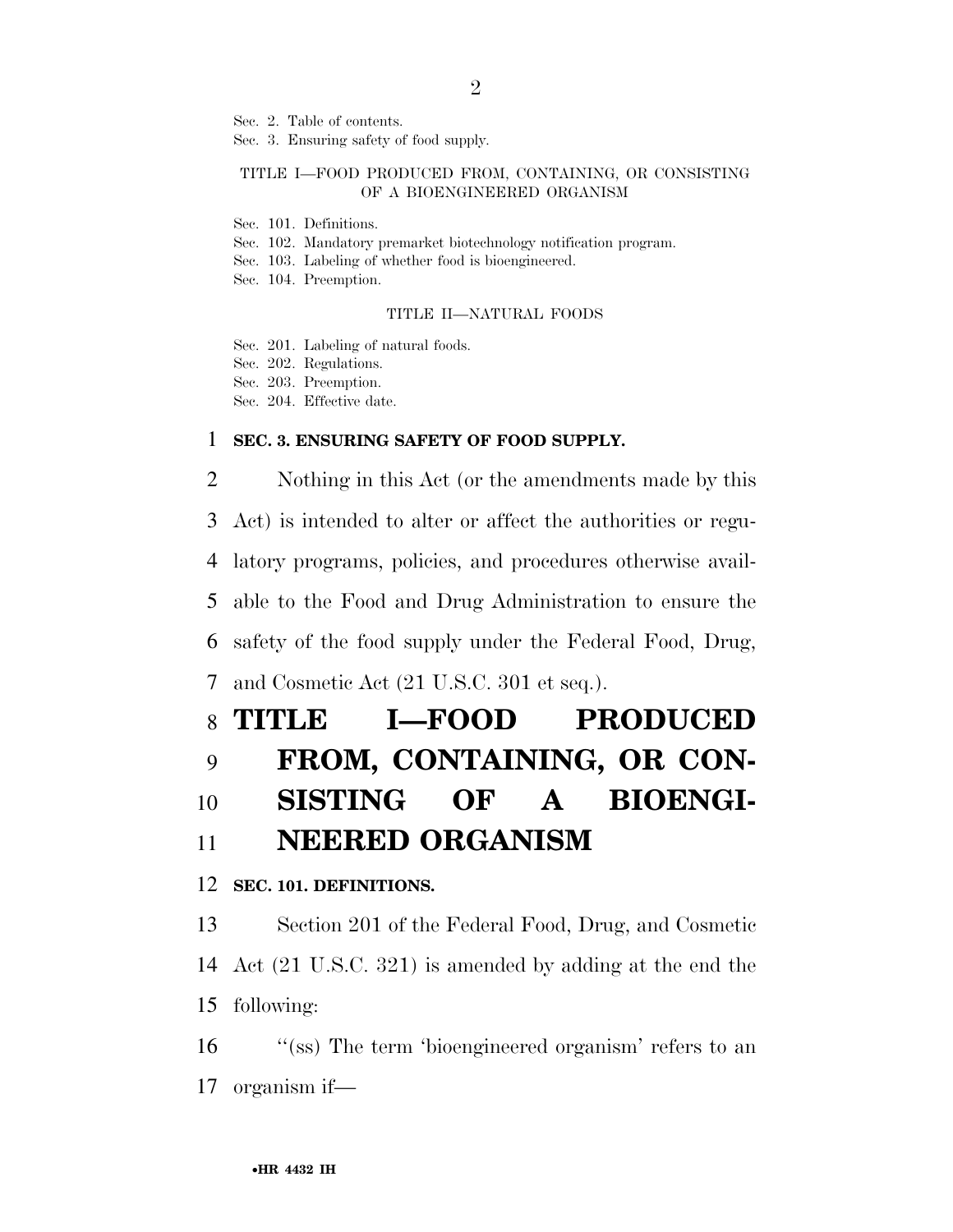Sec. 2. Table of contents.
Sec. 3. Ensuring safety of food supply.

TITLE I—FOOD PRODUCED FROM, CONTAINING, OR CONSISTING OF A BIOENGINEERED ORGANISM

Sec. 101. Definitions.
Sec. 102. Mandatory premarket biotechnology notification program.
Sec. 103. Labeling of whether food is bioengineered.
Sec. 104. Preemption.

TITLE II—NATURAL FOODS

Sec. 201. Labeling of natural foods.
Sec. 202. Regulations.
Sec. 203. Preemption.
Sec. 204. Effective date.

**SEC. 3. ENSURING SAFETY OF FOOD SUPPLY.**

Nothing in this Act (or the amendments made by this Act) is intended to alter or affect the authorities or regulatory programs, policies, and procedures otherwise available to the Food and Drug Administration to ensure the safety of the food supply under the Federal Food, Drug, and Cosmetic Act (21 U.S.C. 301 et seq.).

# TITLE I—FOOD PRODUCED FROM, CONTAINING, OR CONSISTING OF A BIOENGINEERED ORGANISM

**SEC. 101. DEFINITIONS.**

Section 201 of the Federal Food, Drug, and Cosmetic Act (21 U.S.C. 321) is amended by adding at the end the following:

''(ss) The term 'bioengineered organism' refers to an organism if—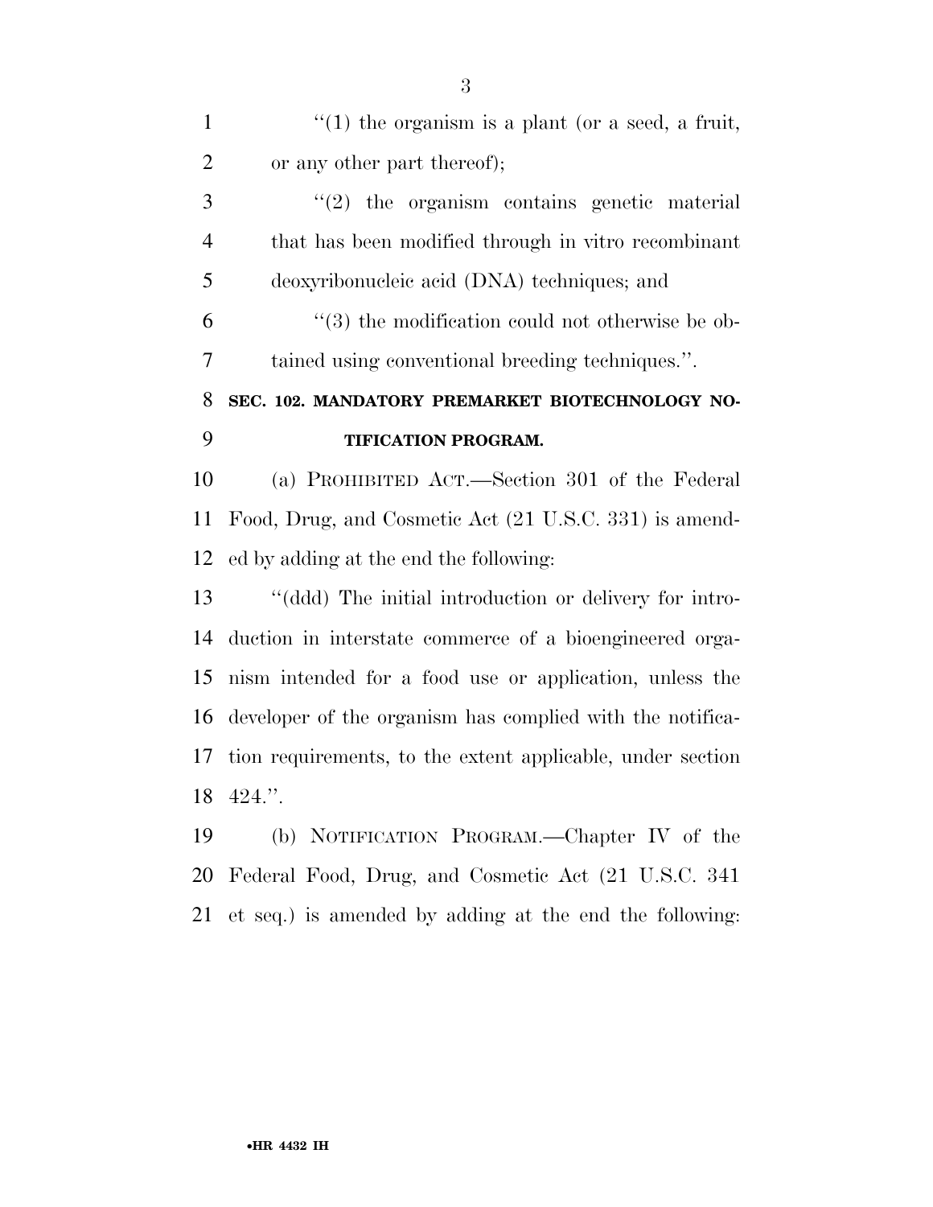''(1) the organism is a plant (or a seed, a fruit, or any other part thereof);

''(2) the organism contains genetic material that has been modified through in vitro recombinant deoxyribonucleic acid (DNA) techniques; and

''(3) the modification could not otherwise be obtained using conventional breeding techniques.''.

**SEC. 102. MANDATORY PREMARKET BIOTECHNOLOGY NOTIFICATION PROGRAM.**

(a) PROHIBITED ACT.—Section 301 of the Federal Food, Drug, and Cosmetic Act (21 U.S.C. 331) is amended by adding at the end the following:

''(ddd) The initial introduction or delivery for introduction in interstate commerce of a bioengineered organism intended for a food use or application, unless the developer of the organism has complied with the notification requirements, to the extent applicable, under section 424.''.

(b) NOTIFICATION PROGRAM.—Chapter IV of the Federal Food, Drug, and Cosmetic Act (21 U.S.C. 341 et seq.) is amended by adding at the end the following: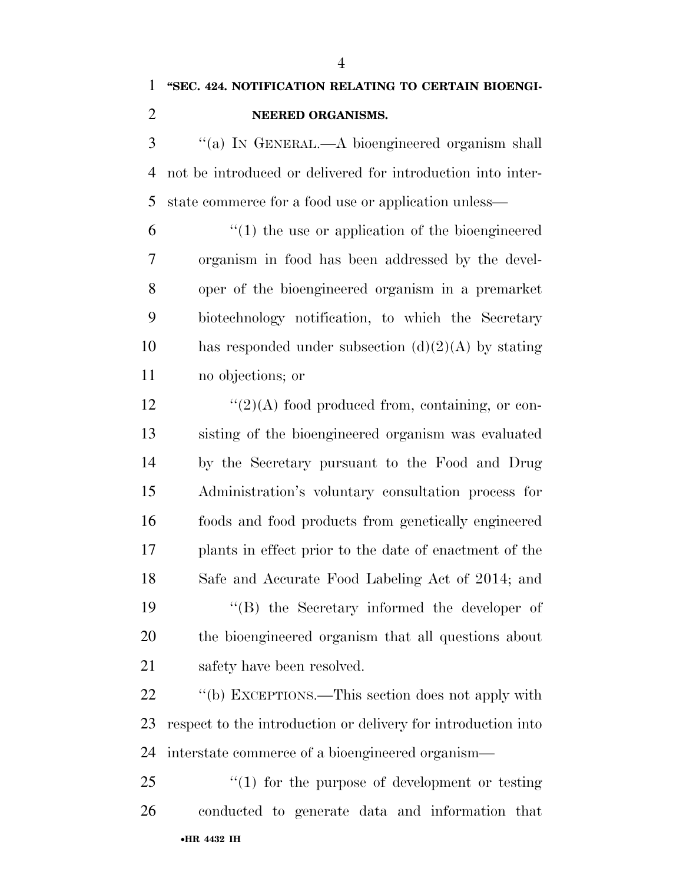**"SEC. 424. NOTIFICATION RELATING TO CERTAIN BIOENGINEERED ORGANISMS.**

"(a) IN GENERAL.—A bioengineered organism shall not be introduced or delivered for introduction into interstate commerce for a food use or application unless—

"(1) the use or application of the bioengineered organism in food has been addressed by the developer of the bioengineered organism in a premarket biotechnology notification, to which the Secretary has responded under subsection (d)(2)(A) by stating no objections; or

"(2)(A) food produced from, containing, or consisting of the bioengineered organism was evaluated by the Secretary pursuant to the Food and Drug Administration's voluntary consultation process for foods and food products from genetically engineered plants in effect prior to the date of enactment of the Safe and Accurate Food Labeling Act of 2014; and

"(B) the Secretary informed the developer of the bioengineered organism that all questions about safety have been resolved.

"(b) EXCEPTIONS.—This section does not apply with respect to the introduction or delivery for introduction into interstate commerce of a bioengineered organism—

"(1) for the purpose of development or testing conducted to generate data and information that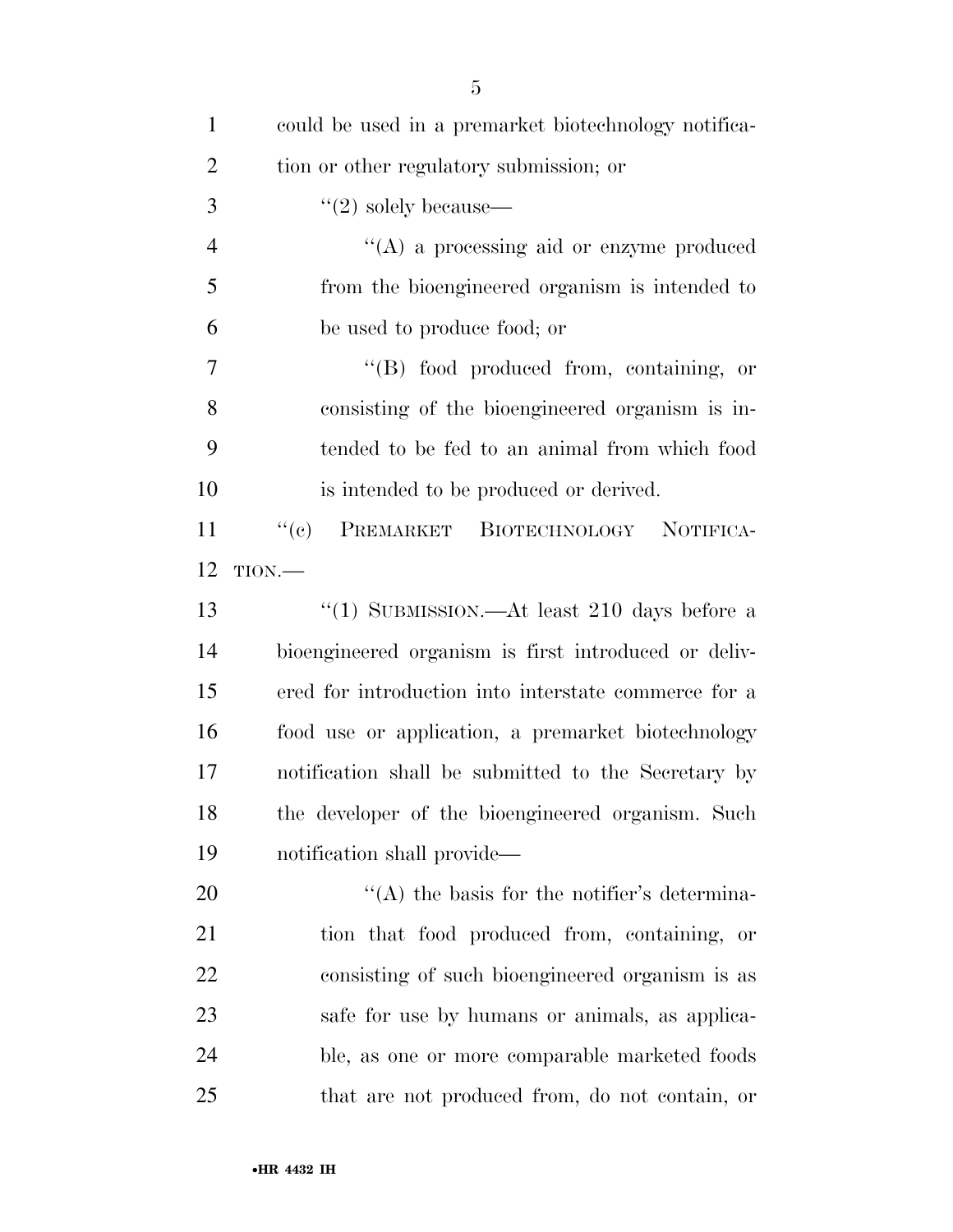could be used in a premarket biotechnology notification or other regulatory submission; or

''(2) solely because—

''(A) a processing aid or enzyme produced from the bioengineered organism is intended to be used to produce food; or

''(B) food produced from, containing, or consisting of the bioengineered organism is intended to be fed to an animal from which food is intended to be produced or derived.

''(c) PREMARKET BIOTECHNOLOGY NOTIFICATION.—

''(1) SUBMISSION.—At least 210 days before a bioengineered organism is first introduced or delivered for introduction into interstate commerce for a food use or application, a premarket biotechnology notification shall be submitted to the Secretary by the developer of the bioengineered organism. Such notification shall provide—

''(A) the basis for the notifier's determination that food produced from, containing, or consisting of such bioengineered organism is as safe for use by humans or animals, as applicable, as one or more comparable marketed foods that are not produced from, do not contain, or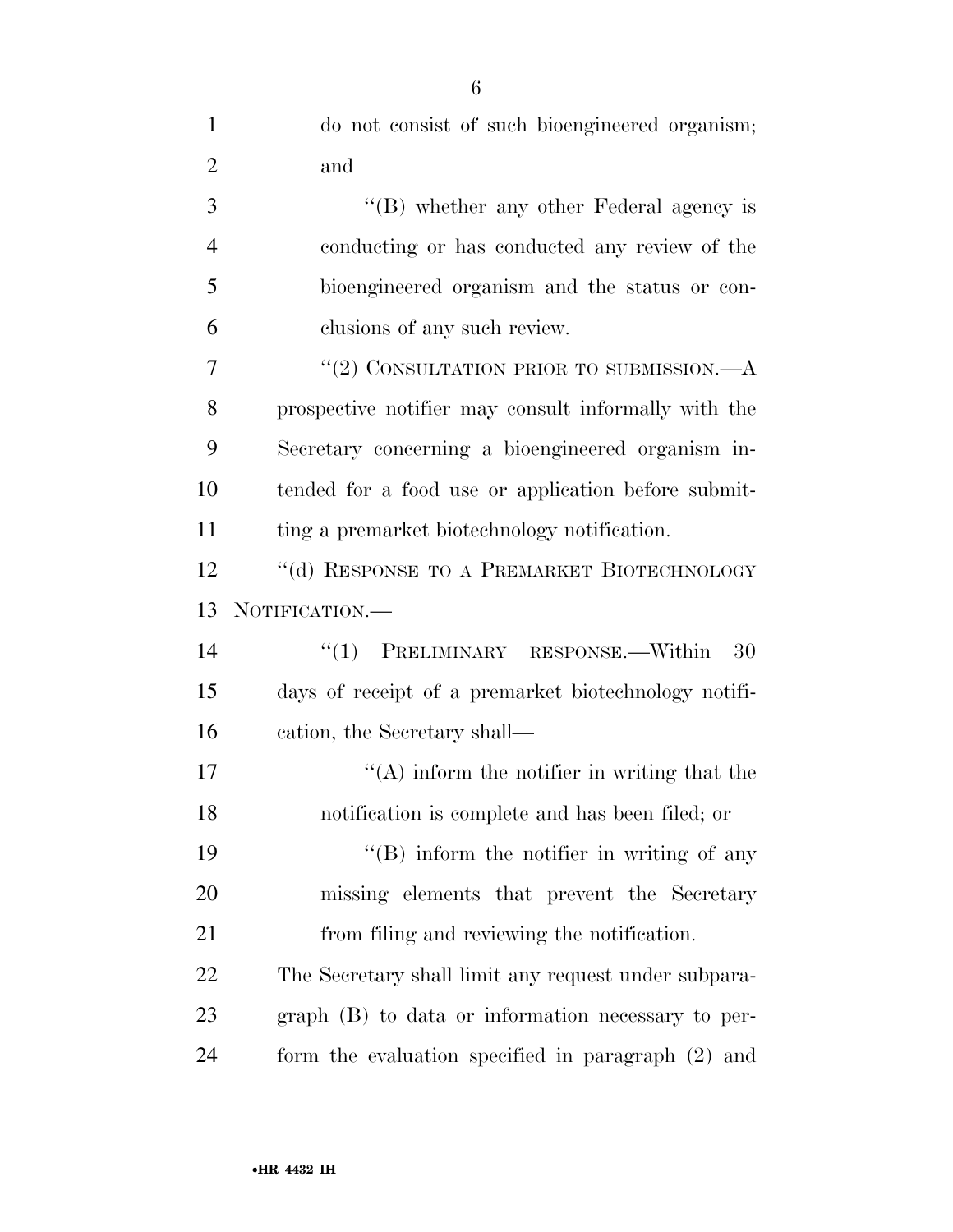do not consist of such bioengineered organism; and

''(B) whether any other Federal agency is conducting or has conducted any review of the bioengineered organism and the status or conclusions of any such review.

''(2) CONSULTATION PRIOR TO SUBMISSION.—A prospective notifier may consult informally with the Secretary concerning a bioengineered organism intended for a food use or application before submitting a premarket biotechnology notification.

''(d) RESPONSE TO A PREMARKET BIOTECHNOLOGY NOTIFICATION.—

''(1) PRELIMINARY RESPONSE.—Within 30 days of receipt of a premarket biotechnology notification, the Secretary shall—

''(A) inform the notifier in writing that the notification is complete and has been filed; or

''(B) inform the notifier in writing of any missing elements that prevent the Secretary from filing and reviewing the notification.

The Secretary shall limit any request under subparagraph (B) to data or information necessary to perform the evaluation specified in paragraph (2) and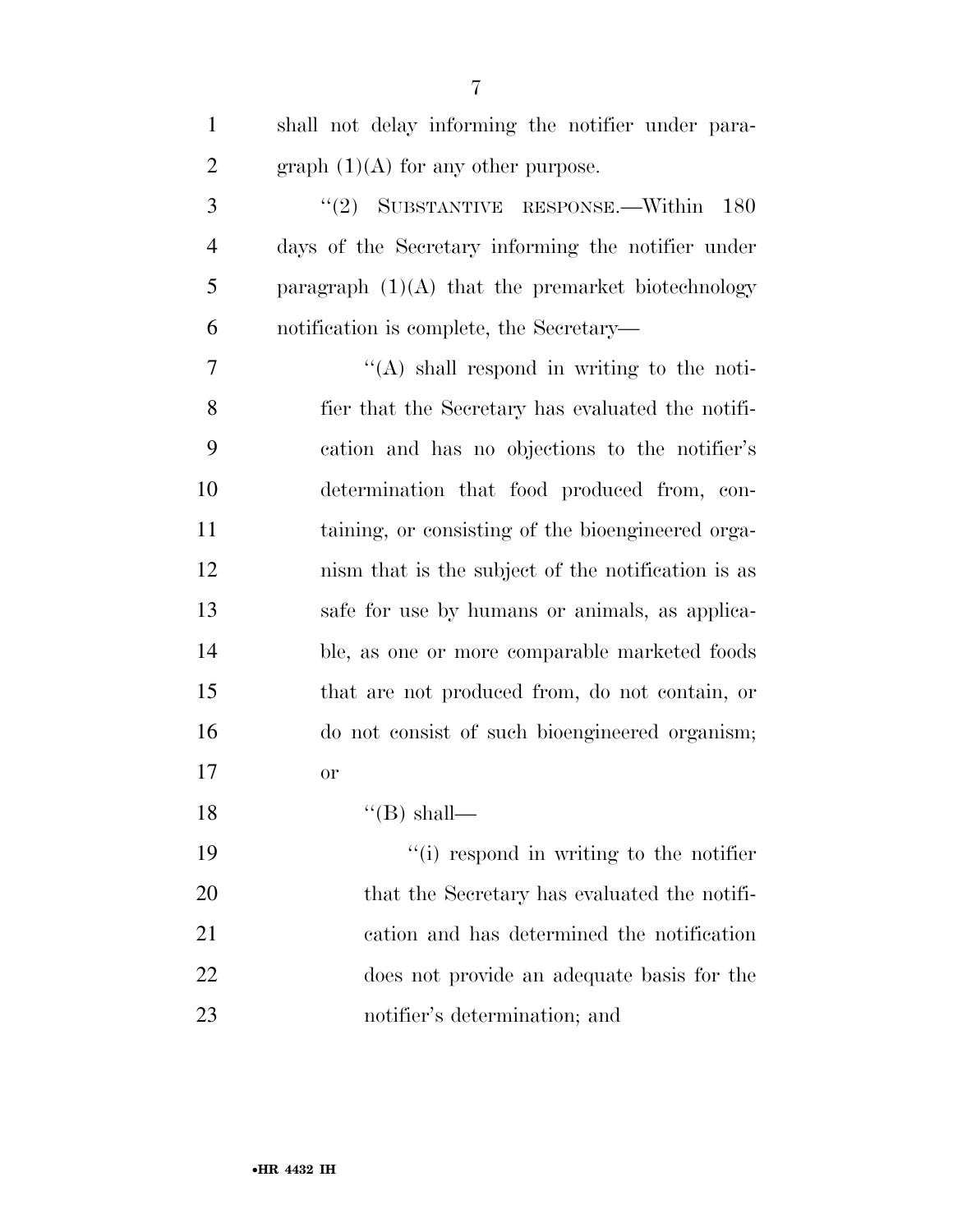shall not delay informing the notifier under paragraph (1)(A) for any other purpose.

"(2) SUBSTANTIVE RESPONSE.—Within 180 days of the Secretary informing the notifier under paragraph (1)(A) that the premarket biotechnology notification is complete, the Secretary—

"(A) shall respond in writing to the notifier that the Secretary has evaluated the notification and has no objections to the notifier's determination that food produced from, containing, or consisting of the bioengineered organism that is the subject of the notification is as safe for use by humans or animals, as applicable, as one or more comparable marketed foods that are not produced from, do not contain, or do not consist of such bioengineered organism; or

"(B) shall—

"(i) respond in writing to the notifier that the Secretary has evaluated the notification and has determined the notification does not provide an adequate basis for the notifier's determination; and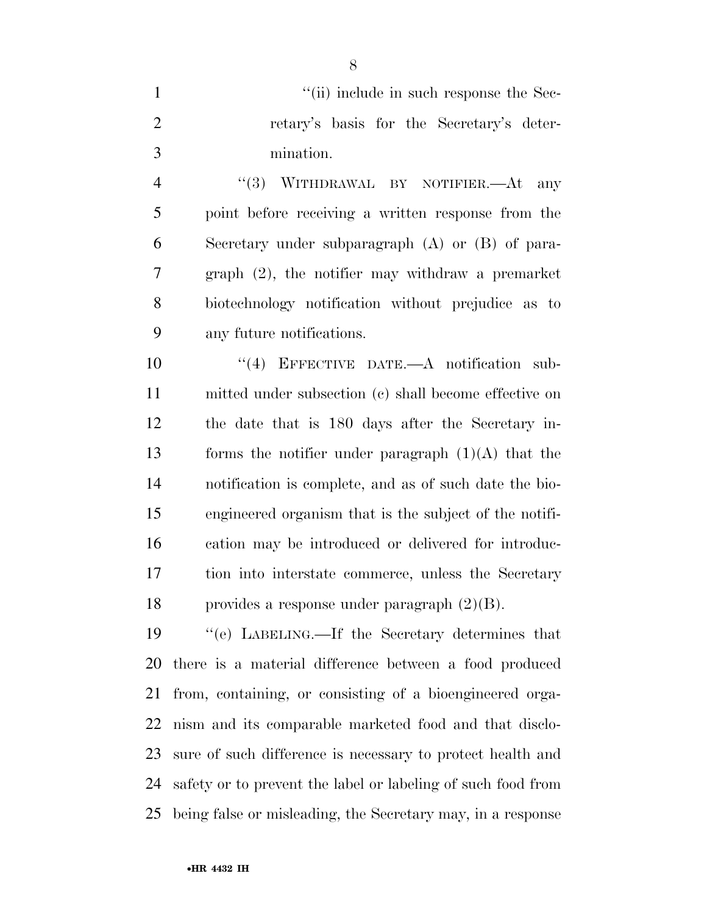''(ii) include in such response the Secretary's basis for the Secretary's determination.

''(3) WITHDRAWAL BY NOTIFIER.—At any point before receiving a written response from the Secretary under subparagraph (A) or (B) of paragraph (2), the notifier may withdraw a premarket biotechnology notification without prejudice as to any future notifications.

''(4) EFFECTIVE DATE.—A notification submitted under subsection (c) shall become effective on the date that is 180 days after the Secretary informs the notifier under paragraph (1)(A) that the notification is complete, and as of such date the bioengineered organism that is the subject of the notification may be introduced or delivered for introduction into interstate commerce, unless the Secretary provides a response under paragraph (2)(B).

''(e) LABELING.—If the Secretary determines that there is a material difference between a food produced from, containing, or consisting of a bioengineered organism and its comparable marketed food and that disclosure of such difference is necessary to protect health and safety or to prevent the label or labeling of such food from being false or misleading, the Secretary may, in a response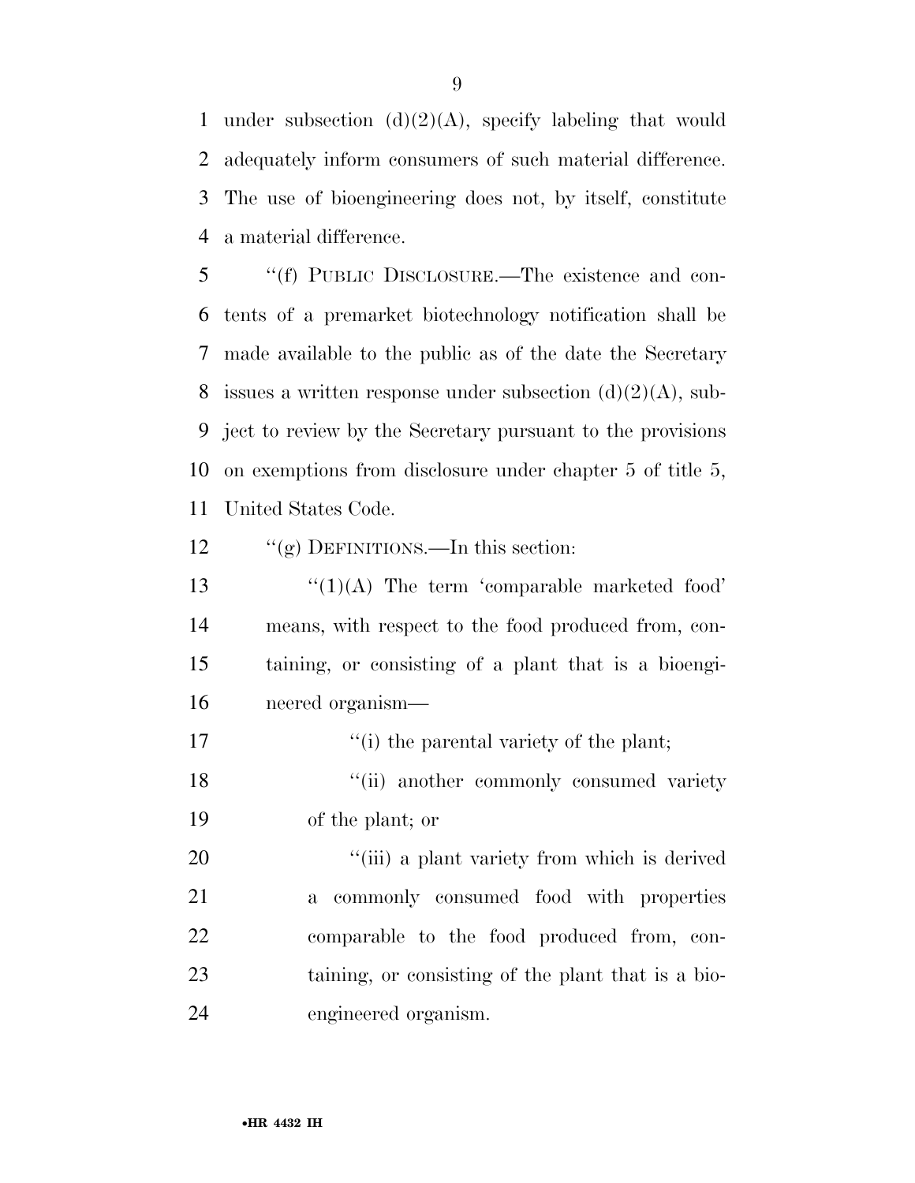under subsection (d)(2)(A), specify labeling that would adequately inform consumers of such material difference. The use of bioengineering does not, by itself, constitute a material difference.

''(f) PUBLIC DISCLOSURE.—The existence and contents of a premarket biotechnology notification shall be made available to the public as of the date the Secretary issues a written response under subsection (d)(2)(A), subject to review by the Secretary pursuant to the provisions on exemptions from disclosure under chapter 5 of title 5, United States Code.

''(g) DEFINITIONS.—In this section:

''(1)(A) The term 'comparable marketed food' means, with respect to the food produced from, containing, or consisting of a plant that is a bioengineered organism—

''(i) the parental variety of the plant;

''(ii) another commonly consumed variety of the plant; or

''(iii) a plant variety from which is derived a commonly consumed food with properties comparable to the food produced from, containing, or consisting of the plant that is a bioengineered organism.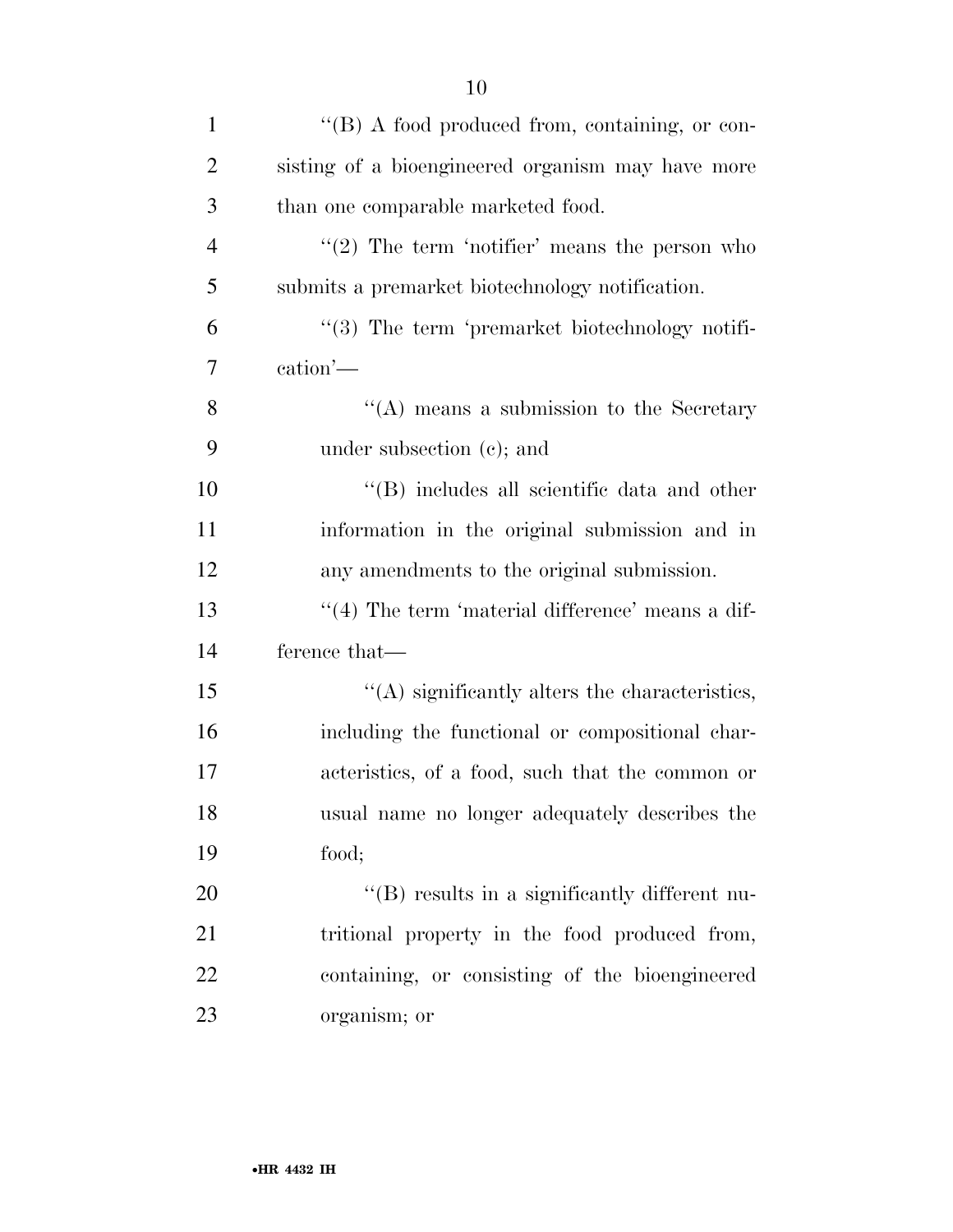''(B) A food produced from, containing, or consisting of a bioengineered organism may have more than one comparable marketed food.

''(2) The term 'notifier' means the person who submits a premarket biotechnology notification.

''(3) The term 'premarket biotechnology notification'—

''(A) means a submission to the Secretary under subsection (c); and

''(B) includes all scientific data and other information in the original submission and in any amendments to the original submission.

''(4) The term 'material difference' means a difference that—

''(A) significantly alters the characteristics, including the functional or compositional characteristics, of a food, such that the common or usual name no longer adequately describes the food;

''(B) results in a significantly different nutritional property in the food produced from, containing, or consisting of the bioengineered organism; or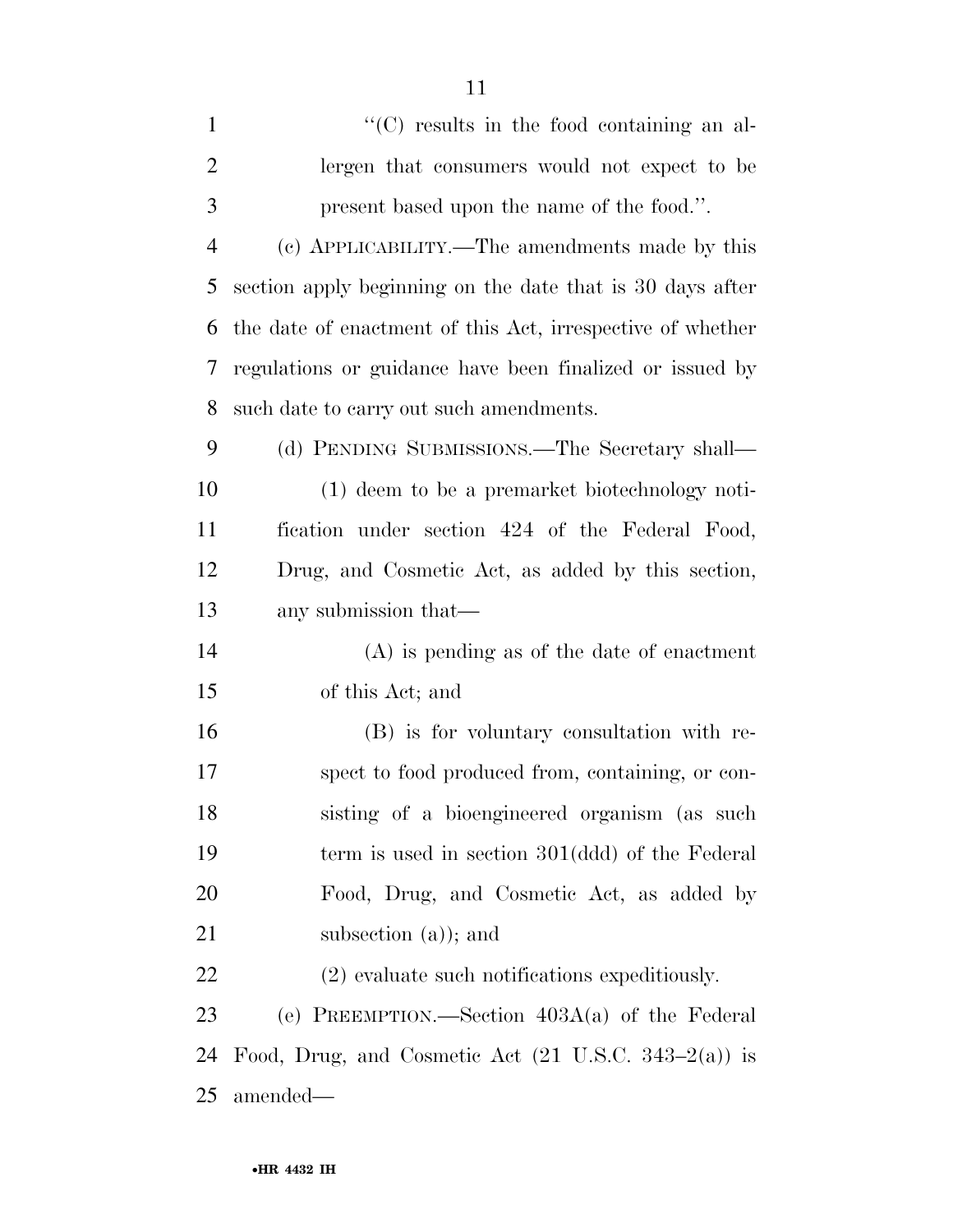"(C) results in the food containing an allergen that consumers would not expect to be present based upon the name of the food.".

(c) APPLICABILITY.—The amendments made by this section apply beginning on the date that is 30 days after the date of enactment of this Act, irrespective of whether regulations or guidance have been finalized or issued by such date to carry out such amendments.

(d) PENDING SUBMISSIONS.—The Secretary shall—

(1) deem to be a premarket biotechnology notification under section 424 of the Federal Food, Drug, and Cosmetic Act, as added by this section, any submission that—

(A) is pending as of the date of enactment of this Act; and

(B) is for voluntary consultation with respect to food produced from, containing, or consisting of a bioengineered organism (as such term is used in section 301(ddd) of the Federal Food, Drug, and Cosmetic Act, as added by subsection (a)); and

(2) evaluate such notifications expeditiously.

(e) PREEMPTION.—Section 403A(a) of the Federal Food, Drug, and Cosmetic Act (21 U.S.C. 343–2(a)) is amended—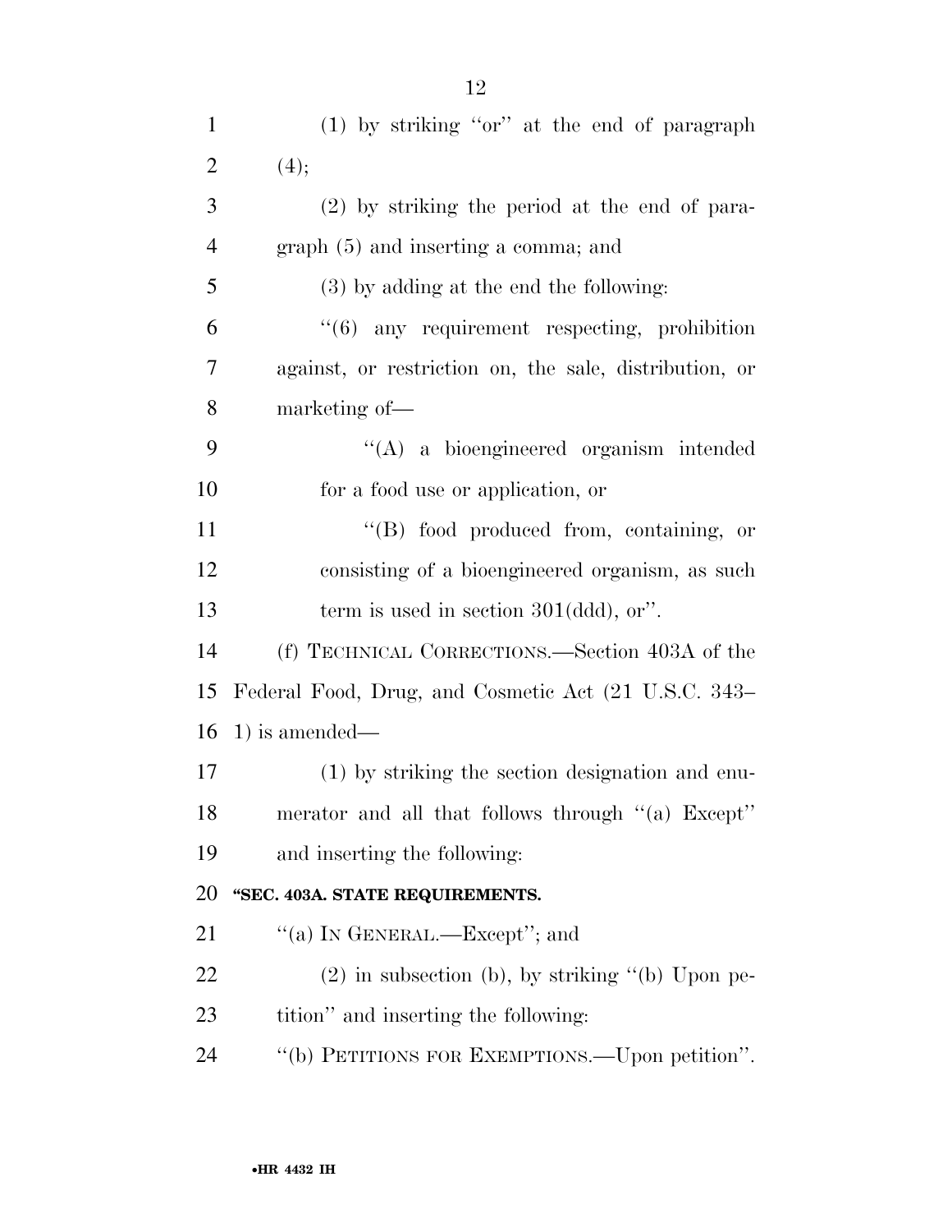(1) by striking ''or'' at the end of paragraph (4);

(2) by striking the period at the end of paragraph (5) and inserting a comma; and

(3) by adding at the end the following:

''(6) any requirement respecting, prohibition against, or restriction on, the sale, distribution, or marketing of—

''(A) a bioengineered organism intended for a food use or application, or

''(B) food produced from, containing, or consisting of a bioengineered organism, as such term is used in section 301(ddd), or''.

(f) TECHNICAL CORRECTIONS.—Section 403A of the Federal Food, Drug, and Cosmetic Act (21 U.S.C. 343–1) is amended—

(1) by striking the section designation and enumerator and all that follows through ''(a) Except'' and inserting the following:

**''SEC. 403A. STATE REQUIREMENTS.**

''(a) IN GENERAL.—Except''; and

(2) in subsection (b), by striking ''(b) Upon petition'' and inserting the following:

''(b) PETITIONS FOR EXEMPTIONS.—Upon petition''.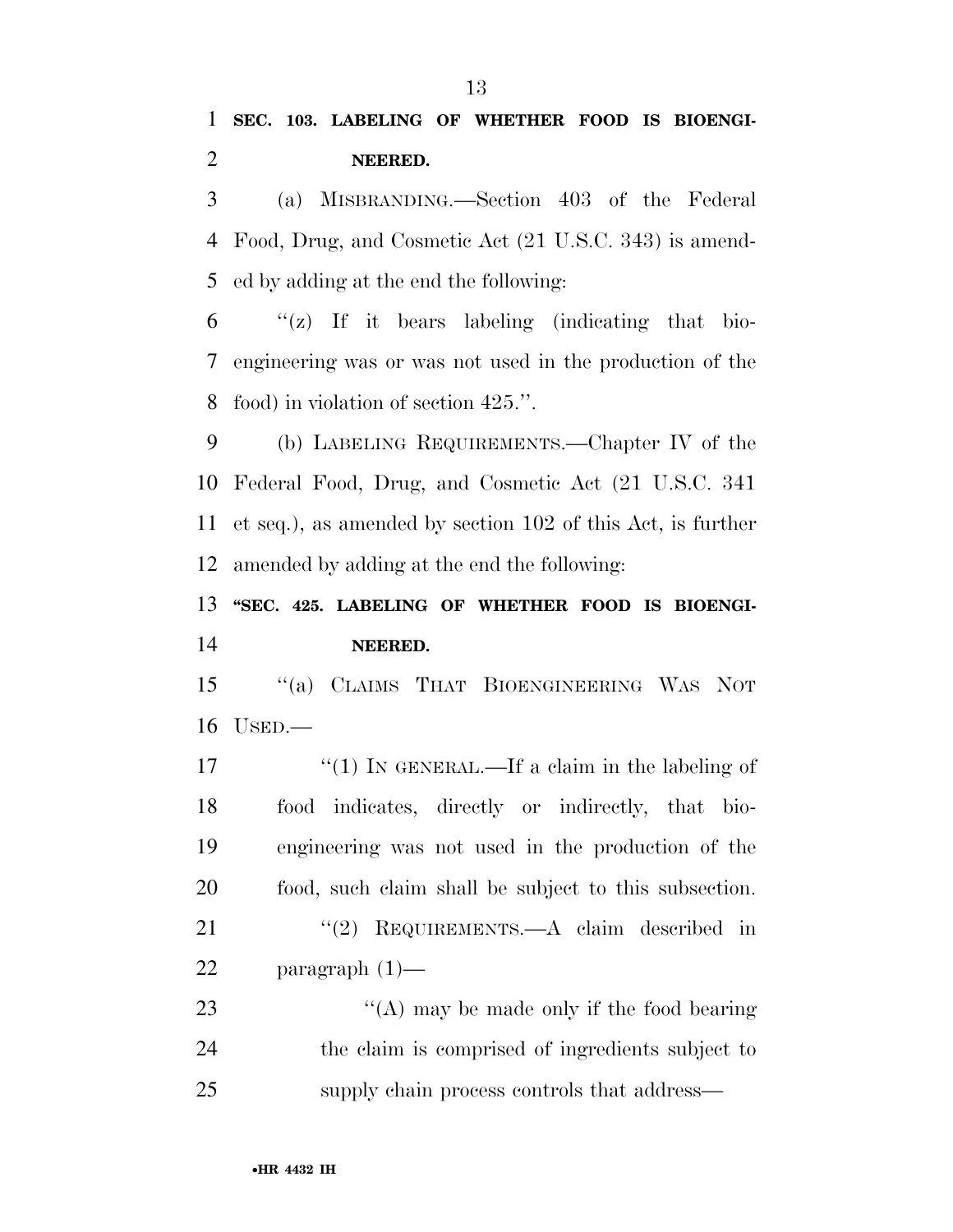**SEC. 103. LABELING OF WHETHER FOOD IS BIOENGINEERED.**

(a) MISBRANDING.—Section 403 of the Federal Food, Drug, and Cosmetic Act (21 U.S.C. 343) is amended by adding at the end the following:

"(z) If it bears labeling (indicating that bioengineering was or was not used in the production of the food) in violation of section 425.".

(b) LABELING REQUIREMENTS.—Chapter IV of the Federal Food, Drug, and Cosmetic Act (21 U.S.C. 341 et seq.), as amended by section 102 of this Act, is further amended by adding at the end the following:

**"SEC. 425. LABELING OF WHETHER FOOD IS BIOENGINEERED.**

"(a) CLAIMS THAT BIOENGINEERING WAS NOT USED.—

"(1) IN GENERAL.—If a claim in the labeling of food indicates, directly or indirectly, that bioengineering was not used in the production of the food, such claim shall be subject to this subsection.

"(2) REQUIREMENTS.—A claim described in paragraph (1)—

"(A) may be made only if the food bearing the claim is comprised of ingredients subject to supply chain process controls that address—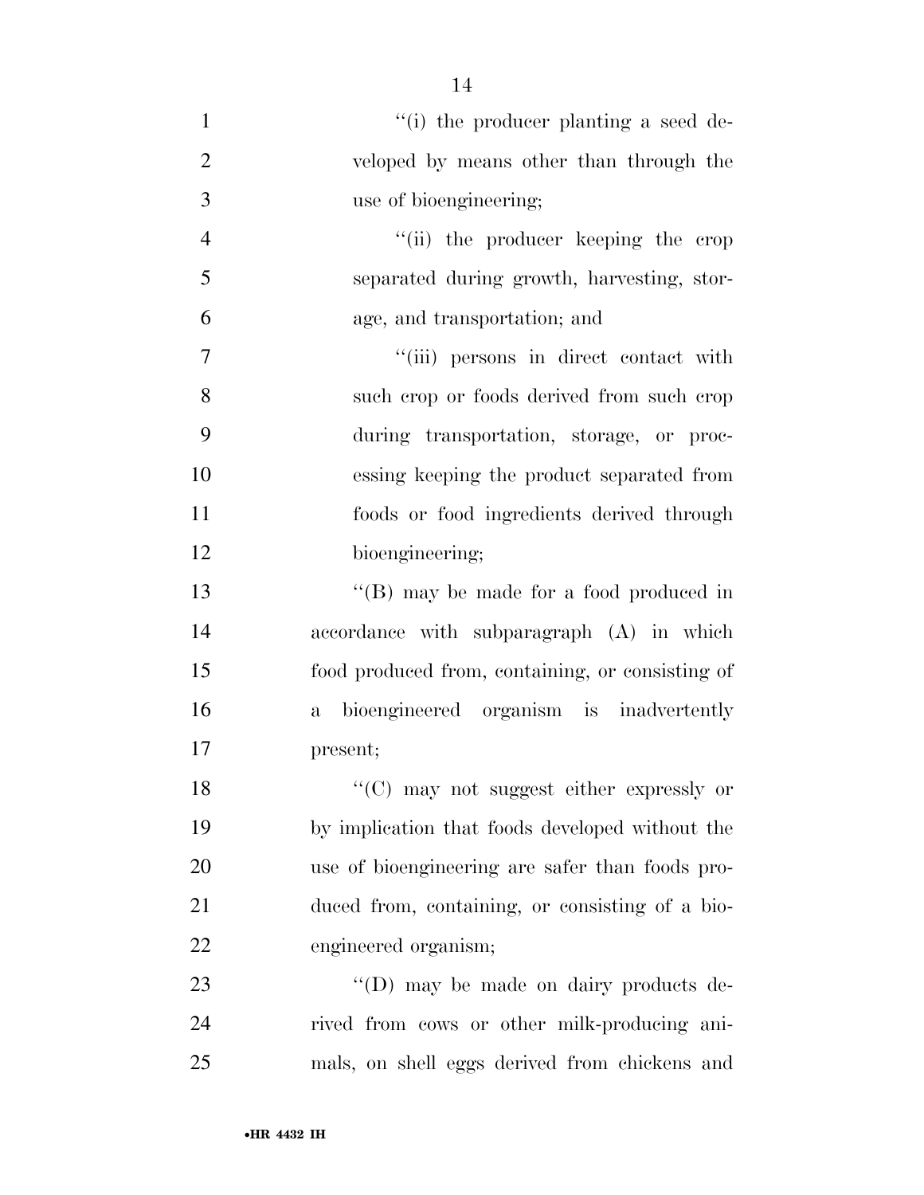''(i) the producer planting a seed developed by means other than through the use of bioengineering;

''(ii) the producer keeping the crop separated during growth, harvesting, storage, and transportation; and

''(iii) persons in direct contact with such crop or foods derived from such crop during transportation, storage, or processing keeping the product separated from foods or food ingredients derived through bioengineering;

''(B) may be made for a food produced in accordance with subparagraph (A) in which food produced from, containing, or consisting of a bioengineered organism is inadvertently present;

''(C) may not suggest either expressly or by implication that foods developed without the use of bioengineering are safer than foods produced from, containing, or consisting of a bioengineered organism;

''(D) may be made on dairy products derived from cows or other milk-producing animals, on shell eggs derived from chickens and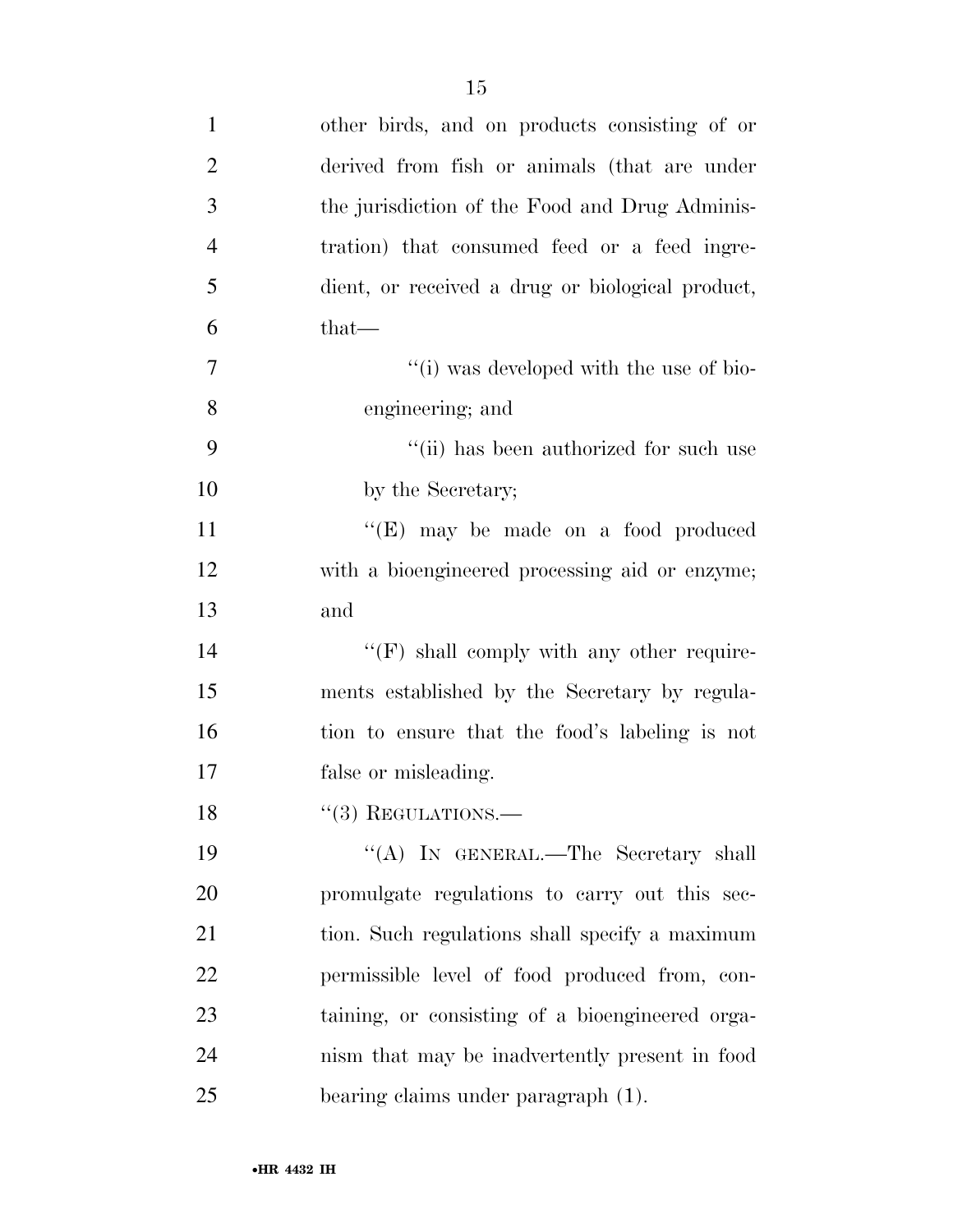other birds, and on products consisting of or derived from fish or animals (that are under the jurisdiction of the Food and Drug Administration) that consumed feed or a feed ingredient, or received a drug or biological product, that—

"(i) was developed with the use of bioengineering; and

"(ii) has been authorized for such use by the Secretary;

"(E) may be made on a food produced with a bioengineered processing aid or enzyme; and

"(F) shall comply with any other requirements established by the Secretary by regulation to ensure that the food's labeling is not false or misleading.

"(3) REGULATIONS.—

"(A) IN GENERAL.—The Secretary shall promulgate regulations to carry out this section. Such regulations shall specify a maximum permissible level of food produced from, containing, or consisting of a bioengineered organism that may be inadvertently present in food bearing claims under paragraph (1).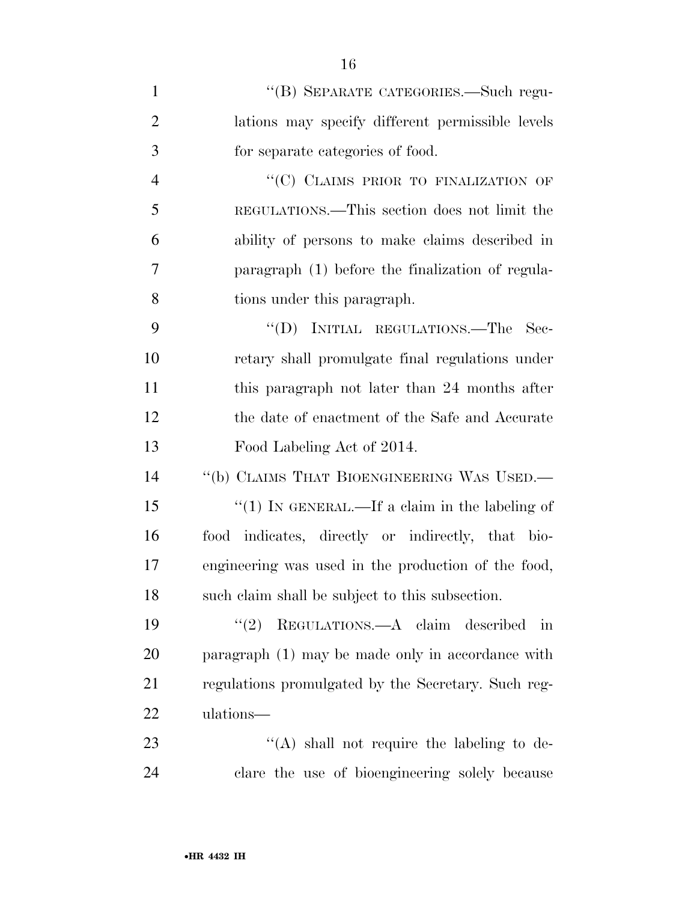"(B) SEPARATE CATEGORIES.—Such regulations may specify different permissible levels for separate categories of food.

"(C) CLAIMS PRIOR TO FINALIZATION OF REGULATIONS.—This section does not limit the ability of persons to make claims described in paragraph (1) before the finalization of regulations under this paragraph.

"(D) INITIAL REGULATIONS.—The Secretary shall promulgate final regulations under this paragraph not later than 24 months after the date of enactment of the Safe and Accurate Food Labeling Act of 2014.

"(b) CLAIMS THAT BIOENGINEERING WAS USED.—

"(1) IN GENERAL.—If a claim in the labeling of food indicates, directly or indirectly, that bioengineering was used in the production of the food, such claim shall be subject to this subsection.

"(2) REGULATIONS.—A claim described in paragraph (1) may be made only in accordance with regulations promulgated by the Secretary. Such regulations—

"(A) shall not require the labeling to declare the use of bioengineering solely because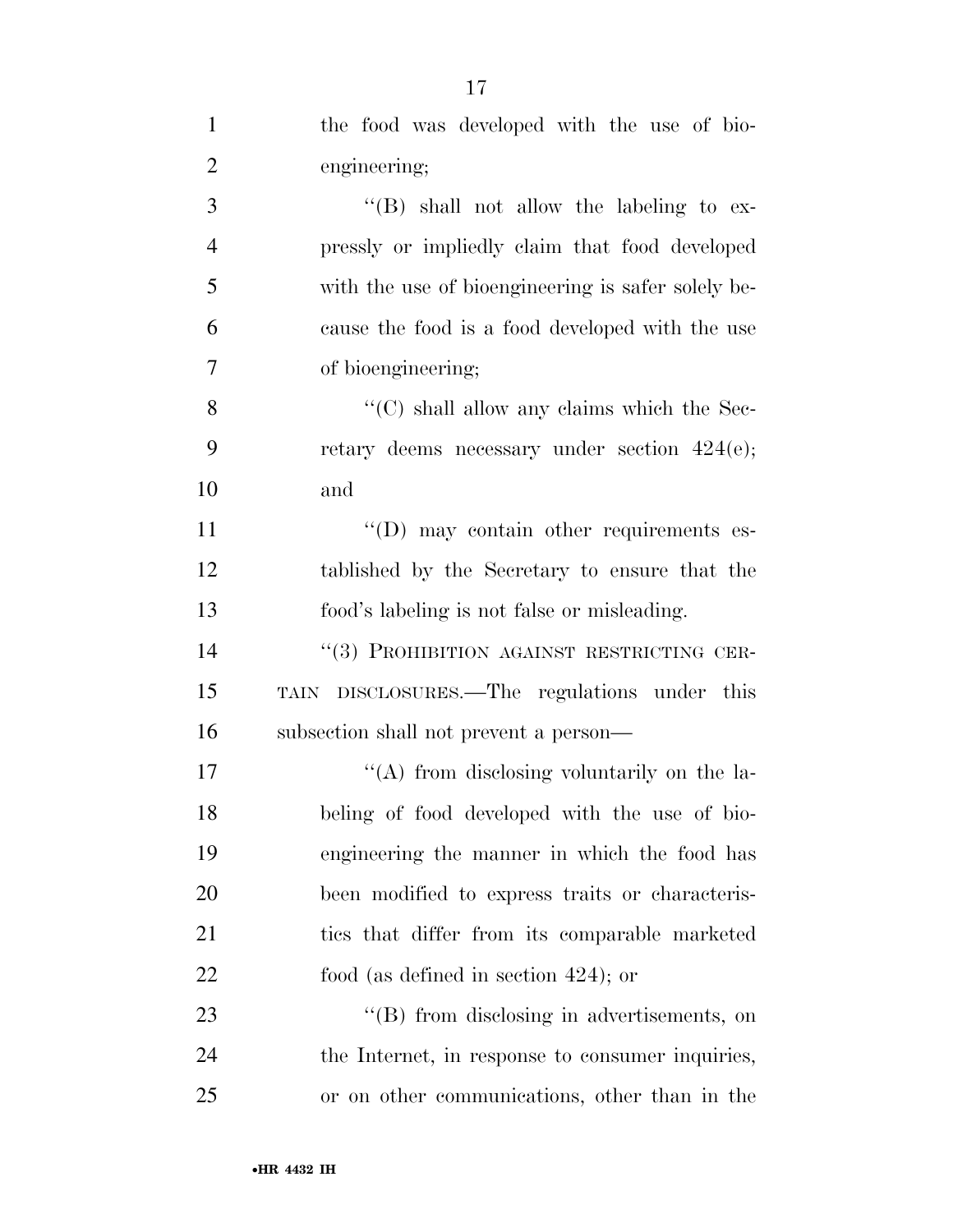the food was developed with the use of bioengineering;

"(B) shall not allow the labeling to expressly or impliedly claim that food developed with the use of bioengineering is safer solely because the food is a food developed with the use of bioengineering;

"(C) shall allow any claims which the Secretary deems necessary under section 424(e); and

"(D) may contain other requirements established by the Secretary to ensure that the food's labeling is not false or misleading.

"(3) PROHIBITION AGAINST RESTRICTING CERTAIN DISCLOSURES.—The regulations under this subsection shall not prevent a person—

"(A) from disclosing voluntarily on the labeling of food developed with the use of bioengineering the manner in which the food has been modified to express traits or characteristics that differ from its comparable marketed food (as defined in section 424); or

"(B) from disclosing in advertisements, on the Internet, in response to consumer inquiries, or on other communications, other than in the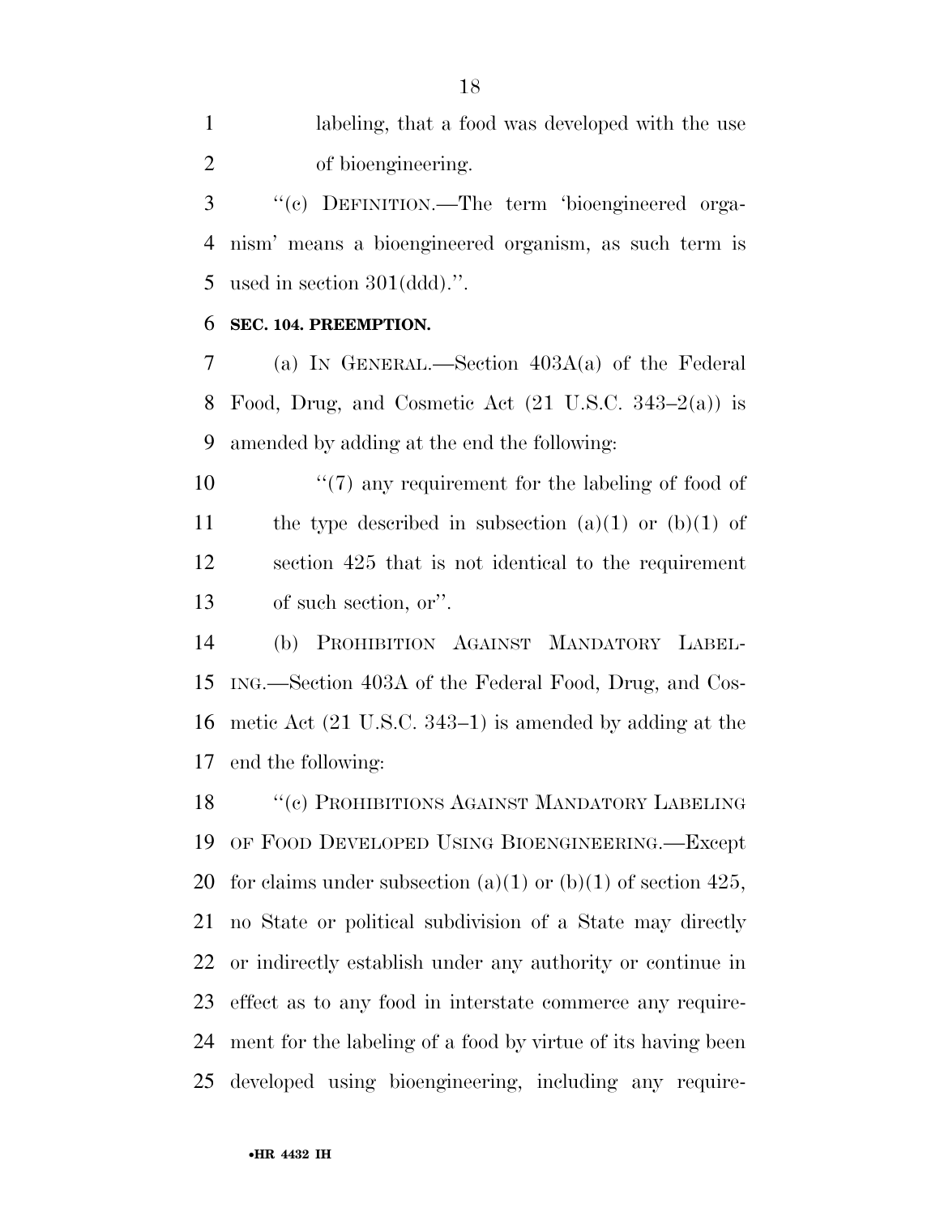labeling, that a food was developed with the use of bioengineering.

''(c) DEFINITION.—The term 'bioengineered organism' means a bioengineered organism, as such term is used in section 301(ddd).''.

**SEC. 104. PREEMPTION.**

(a) IN GENERAL.—Section 403A(a) of the Federal Food, Drug, and Cosmetic Act (21 U.S.C. 343–2(a)) is amended by adding at the end the following:

''(7) any requirement for the labeling of food of the type described in subsection (a)(1) or (b)(1) of section 425 that is not identical to the requirement of such section, or''.

(b) PROHIBITION AGAINST MANDATORY LABELING.—Section 403A of the Federal Food, Drug, and Cosmetic Act (21 U.S.C. 343–1) is amended by adding at the end the following:

''(c) PROHIBITIONS AGAINST MANDATORY LABELING OF FOOD DEVELOPED USING BIOENGINEERING.—Except for claims under subsection (a)(1) or (b)(1) of section 425, no State or political subdivision of a State may directly or indirectly establish under any authority or continue in effect as to any food in interstate commerce any requirement for the labeling of a food by virtue of its having been developed using bioengineering, including any require-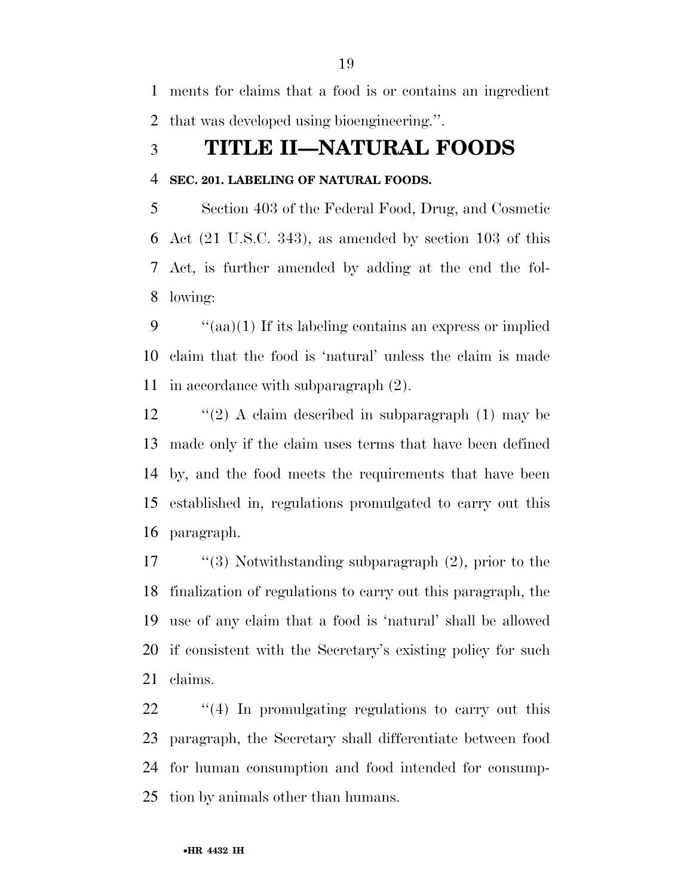ments for claims that a food is or contains an ingredient that was developed using bioengineering.''.

# TITLE II—NATURAL FOODS

### SEC. 201. LABELING OF NATURAL FOODS.

Section 403 of the Federal Food, Drug, and Cosmetic Act (21 U.S.C. 343), as amended by section 103 of this Act, is further amended by adding at the end the following:

''(aa)(1) If its labeling contains an express or implied claim that the food is 'natural' unless the claim is made in accordance with subparagraph (2).

''(2) A claim described in subparagraph (1) may be made only if the claim uses terms that have been defined by, and the food meets the requirements that have been established in, regulations promulgated to carry out this paragraph.

''(3) Notwithstanding subparagraph (2), prior to the finalization of regulations to carry out this paragraph, the use of any claim that a food is 'natural' shall be allowed if consistent with the Secretary's existing policy for such claims.

''(4) In promulgating regulations to carry out this paragraph, the Secretary shall differentiate between food for human consumption and food intended for consumption by animals other than humans.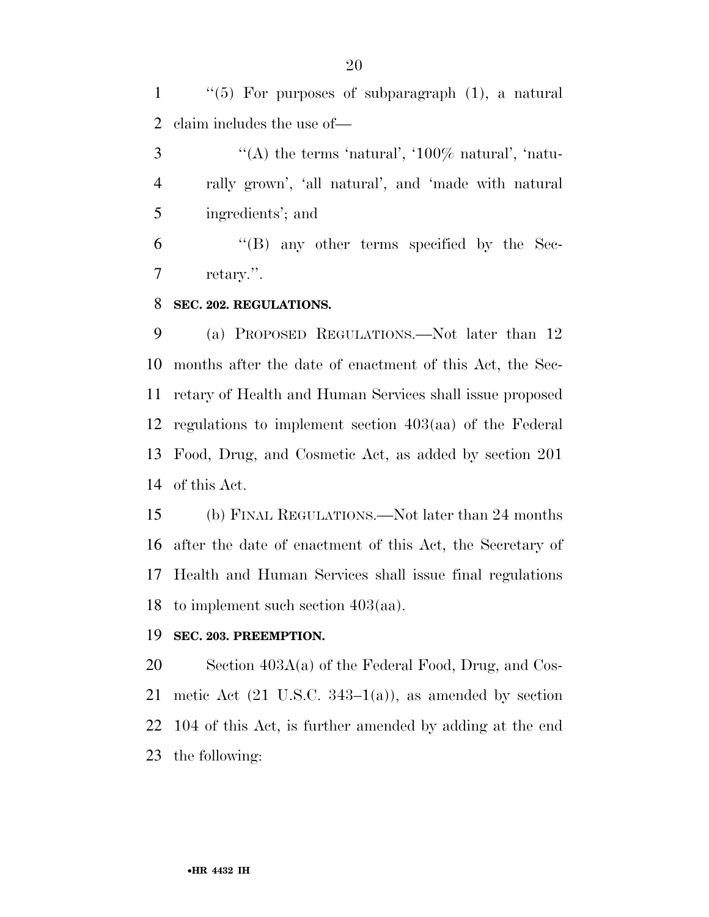"(5) For purposes of subparagraph (1), a natural claim includes the use of—

"(A) the terms 'natural', '100% natural', 'naturally grown', 'all natural', and 'made with natural ingredients'; and

"(B) any other terms specified by the Secretary.".

**SEC. 202. REGULATIONS.**

(a) PROPOSED REGULATIONS.—Not later than 12 months after the date of enactment of this Act, the Secretary of Health and Human Services shall issue proposed regulations to implement section 403(aa) of the Federal Food, Drug, and Cosmetic Act, as added by section 201 of this Act.

(b) FINAL REGULATIONS.—Not later than 24 months after the date of enactment of this Act, the Secretary of Health and Human Services shall issue final regulations to implement such section 403(aa).

**SEC. 203. PREEMPTION.**

Section 403A(a) of the Federal Food, Drug, and Cosmetic Act (21 U.S.C. 343–1(a)), as amended by section 104 of this Act, is further amended by adding at the end the following: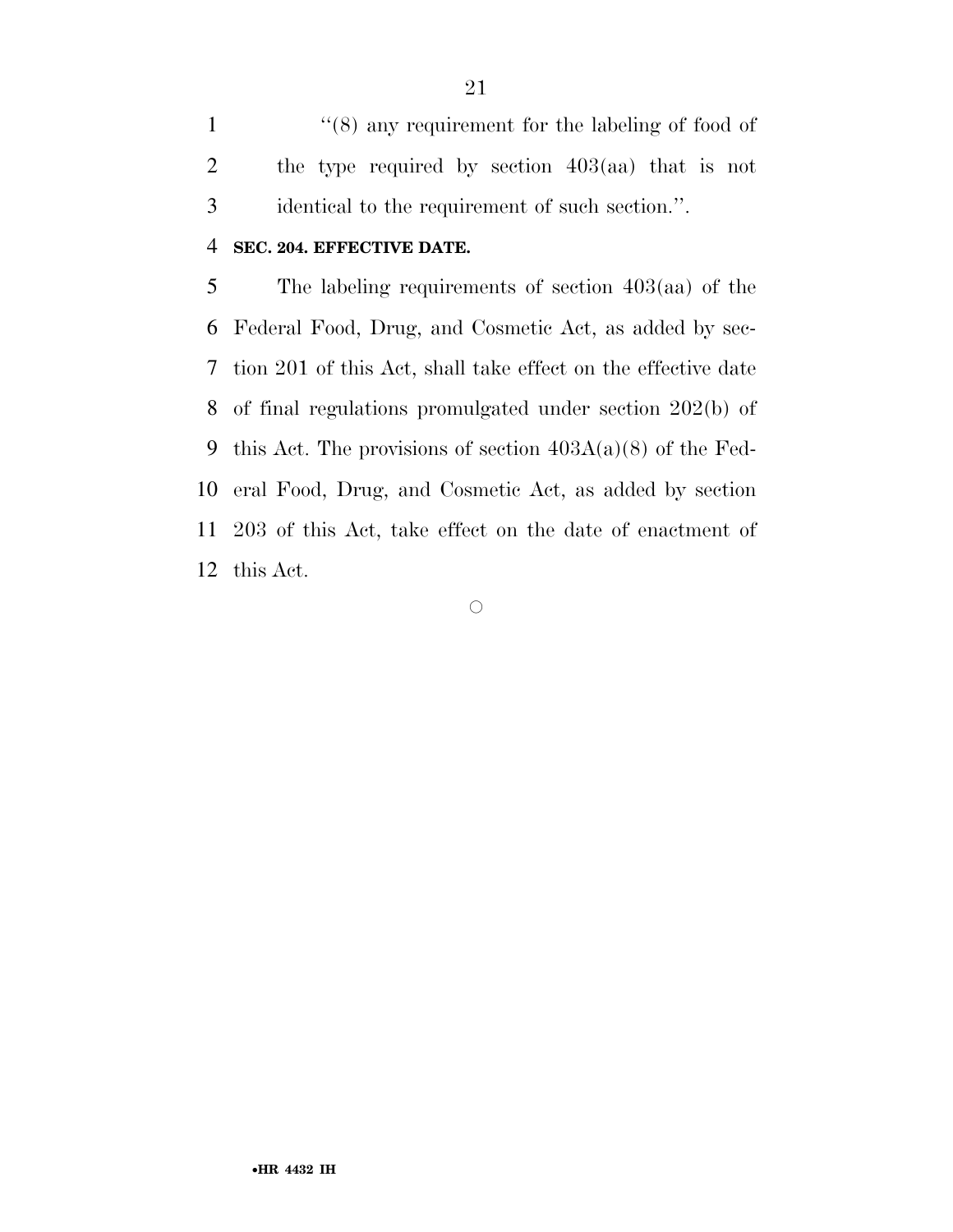"(8) any requirement for the labeling of food of the type required by section 403(aa) that is not identical to the requirement of such section.".

**SEC. 204. EFFECTIVE DATE.**

The labeling requirements of section 403(aa) of the Federal Food, Drug, and Cosmetic Act, as added by section 201 of this Act, shall take effect on the effective date of final regulations promulgated under section 202(b) of this Act. The provisions of section 403A(a)(8) of the Federal Food, Drug, and Cosmetic Act, as added by section 203 of this Act, take effect on the date of enactment of this Act.

○